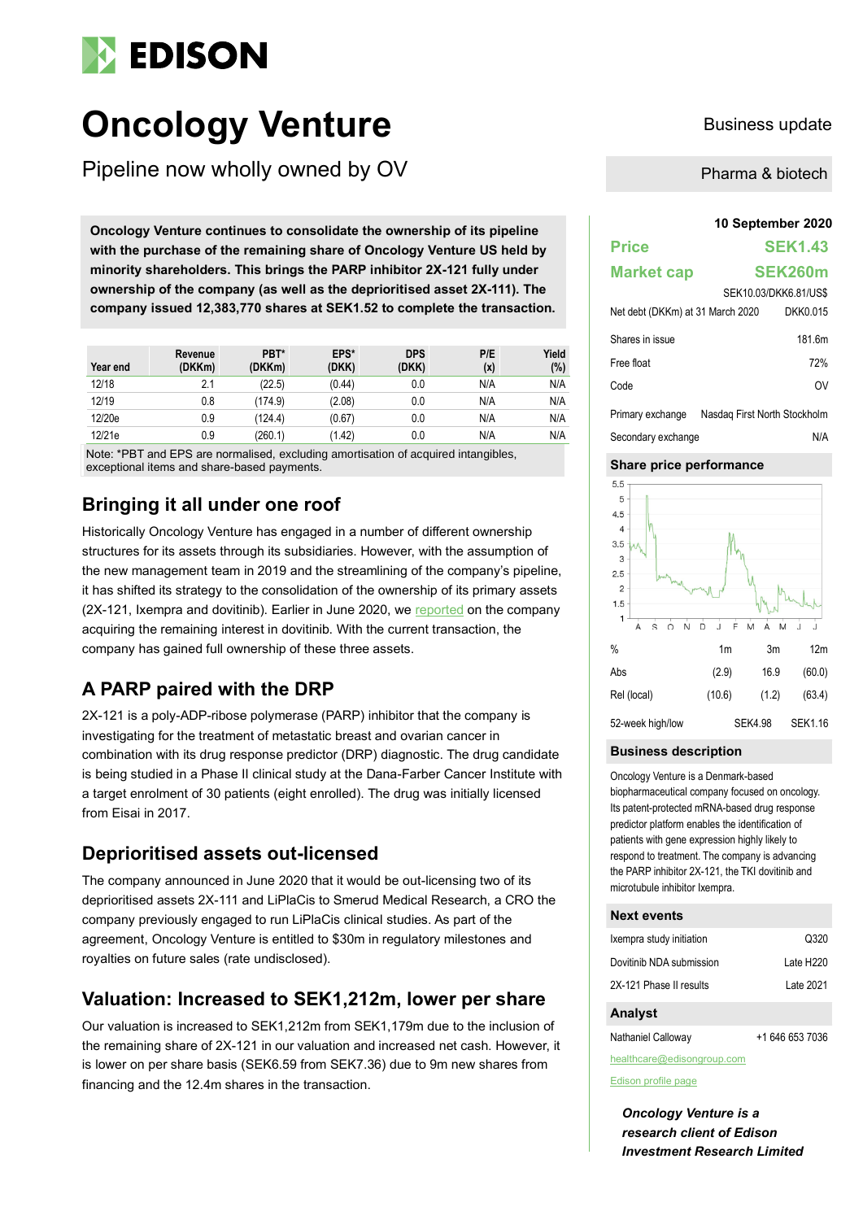# Oncology Venture

Pipeline now wholly owned by OV

Business update

Pharma & biotech

**Oncology Venture continues to consolidate the ownership of its pipeline with the purchase of the remaining share of Oncology Venture US held by minority shareholders. This brings the PARP inhibitor 2X-121 fully under ownership of the company (as well as the deprioritised asset 2X-111). The company issued 12,383,770 shares at SEK1.52 to complete the transaction.**

| Year end | Revenue (DKKm) | PBT* (DKKm) | EPS* (DKK) | DPS (DKK) | P/E (x) | Yield (%) |
|---|---|---|---|---|---|---|
| 12/18 | 2.1 | (22.5) | (0.44) | 0.0 | N/A | N/A |
| 12/19 | 0.8 | (174.9) | (2.08) | 0.0 | N/A | N/A |
| 12/20e | 0.9 | (124.4) | (0.67) | 0.0 | N/A | N/A |
| 12/21e | 0.9 | (260.1) | (1.42) | 0.0 | N/A | N/A |

Note: *PBT and EPS are normalised, excluding amortisation of acquired intangibles, exceptional items and share-based payments.

## Bringing it all under one roof

Historically Oncology Venture has engaged in a number of different ownership structures for its assets through its subsidiaries. However, with the assumption of the new management team in 2019 and the streamlining of the company's pipeline, it has shifted its strategy to the consolidation of the ownership of its primary assets (2X-121, Ixempra and dovitinib). Earlier in June 2020, we reported on the company acquiring the remaining interest in dovitinib. With the current transaction, the company has gained full ownership of these three assets.

## A PARP paired with the DRP

2X-121 is a poly-ADP-ribose polymerase (PARP) inhibitor that the company is investigating for the treatment of metastatic breast and ovarian cancer in combination with its drug response predictor (DRP) diagnostic. The drug candidate is being studied in a Phase II clinical study at the Dana-Farber Cancer Institute with a target enrolment of 30 patients (eight enrolled). The drug was initially licensed from Eisai in 2017.

## Deprioritised assets out-licensed

The company announced in June 2020 that it would be out-licensing two of its deprioritised assets 2X-111 and LiPlaCis to Smerud Medical Research, a CRO the company previously engaged to run LiPlaCis clinical studies. As part of the agreement, Oncology Venture is entitled to $30m in regulatory milestones and royalties on future sales (rate undisclosed).

## Valuation: Increased to SEK1,212m, lower per share

Our valuation is increased to SEK1,212m from SEK1,179m due to the inclusion of the remaining share of 2X-121 in our valuation and increased net cash. However, it is lower on per share basis (SEK6.59 from SEK7.36) due to 9m new shares from financing and the 12.4m shares in the transaction.

**10 September 2020**

| | |
|---|---|
| **Price** | **SEK1.43** |
| **Market cap** | **SEK260m** |
| | SEK10.03/DKK6.81/US$ |
| Net debt (DKKm) at 31 March 2020 | DKK0.015 |
| Shares in issue | 181.6m |
| Free float | 72% |
| Code | OV |
| Primary exchange | Nasdaq First North Stockholm |
| Secondary exchange | N/A |

### Share price performance

| % | 1m | 3m | 12m |
|---|---|---|---|
| Abs | (2.9) | 16.9 | (60.0) |
| Rel (local) | (10.6) | (1.2) | (63.4) |

| 52-week high/low | SEK4.98 | SEK1.16 |
|---|---|---|

### Business description

Oncology Venture is a Denmark-based biopharmaceutical company focused on oncology. Its patent-protected mRNA-based drug response predictor platform enables the identification of patients with gene expression highly likely to respond to treatment. The company is advancing the PARP inhibitor 2X-121, the TKI dovitinib and microtubule inhibitor Ixempra.

### Next events

| | |
|---|---|
| Ixempra study initiation | Q320 |
| Dovitinib NDA submission | Late H220 |
| 2X-121 Phase II results | Late 2021 |

### Analyst

Nathaniel Calloway +1 646 653 7036

healthcare@edisongroup.com

Edison profile page

***Oncology Venture is a research client of Edison Investment Research Limited***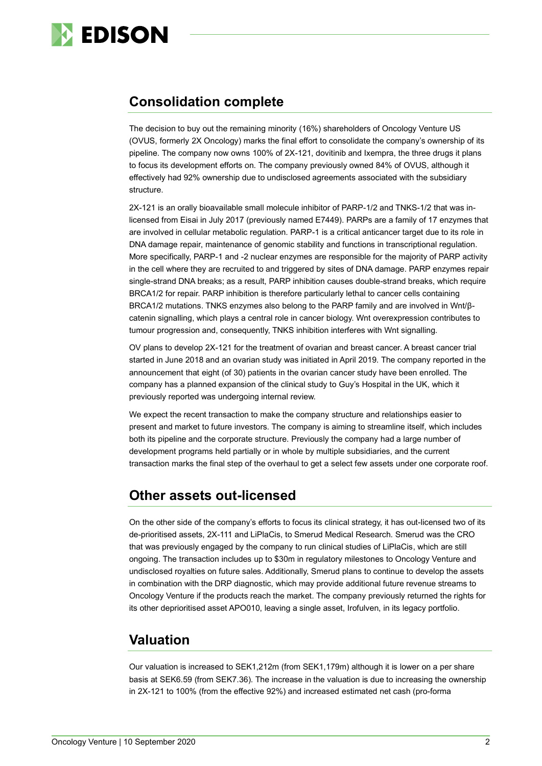## Consolidation complete

The decision to buy out the remaining minority (16%) shareholders of Oncology Venture US (OVUS, formerly 2X Oncology) marks the final effort to consolidate the company's ownership of its pipeline. The company now owns 100% of 2X-121, dovitinib and Ixempra, the three drugs it plans to focus its development efforts on. The company previously owned 84% of OVUS, although it effectively had 92% ownership due to undisclosed agreements associated with the subsidiary structure.

2X-121 is an orally bioavailable small molecule inhibitor of PARP-1/2 and TNKS-1/2 that was in-licensed from Eisai in July 2017 (previously named E7449). PARPs are a family of 17 enzymes that are involved in cellular metabolic regulation. PARP-1 is a critical anticancer target due to its role in DNA damage repair, maintenance of genomic stability and functions in transcriptional regulation. More specifically, PARP-1 and -2 nuclear enzymes are responsible for the majority of PARP activity in the cell where they are recruited to and triggered by sites of DNA damage. PARP enzymes repair single-strand DNA breaks; as a result, PARP inhibition causes double-strand breaks, which require BRCA1/2 for repair. PARP inhibition is therefore particularly lethal to cancer cells containing BRCA1/2 mutations. TNKS enzymes also belong to the PARP family and are involved in Wnt/β-catenin signalling, which plays a central role in cancer biology. Wnt overexpression contributes to tumour progression and, consequently, TNKS inhibition interferes with Wnt signalling.

OV plans to develop 2X-121 for the treatment of ovarian and breast cancer. A breast cancer trial started in June 2018 and an ovarian study was initiated in April 2019. The company reported in the announcement that eight (of 30) patients in the ovarian cancer study have been enrolled. The company has a planned expansion of the clinical study to Guy's Hospital in the UK, which it previously reported was undergoing internal review.

We expect the recent transaction to make the company structure and relationships easier to present and market to future investors. The company is aiming to streamline itself, which includes both its pipeline and the corporate structure. Previously the company had a large number of development programs held partially or in whole by multiple subsidiaries, and the current transaction marks the final step of the overhaul to get a select few assets under one corporate roof.

## Other assets out-licensed

On the other side of the company's efforts to focus its clinical strategy, it has out-licensed two of its de-prioritised assets, 2X-111 and LiPlaCis, to Smerud Medical Research. Smerud was the CRO that was previously engaged by the company to run clinical studies of LiPlaCis, which are still ongoing. The transaction includes up to \$30m in regulatory milestones to Oncology Venture and undisclosed royalties on future sales. Additionally, Smerud plans to continue to develop the assets in combination with the DRP diagnostic, which may provide additional future revenue streams to Oncology Venture if the products reach the market. The company previously returned the rights for its other deprioritised asset APO010, leaving a single asset, Irofulven, in its legacy portfolio.

## Valuation

Our valuation is increased to SEK1,212m (from SEK1,179m) although it is lower on a per share basis at SEK6.59 (from SEK7.36). The increase in the valuation is due to increasing the ownership in 2X-121 to 100% (from the effective 92%) and increased estimated net cash (pro-forma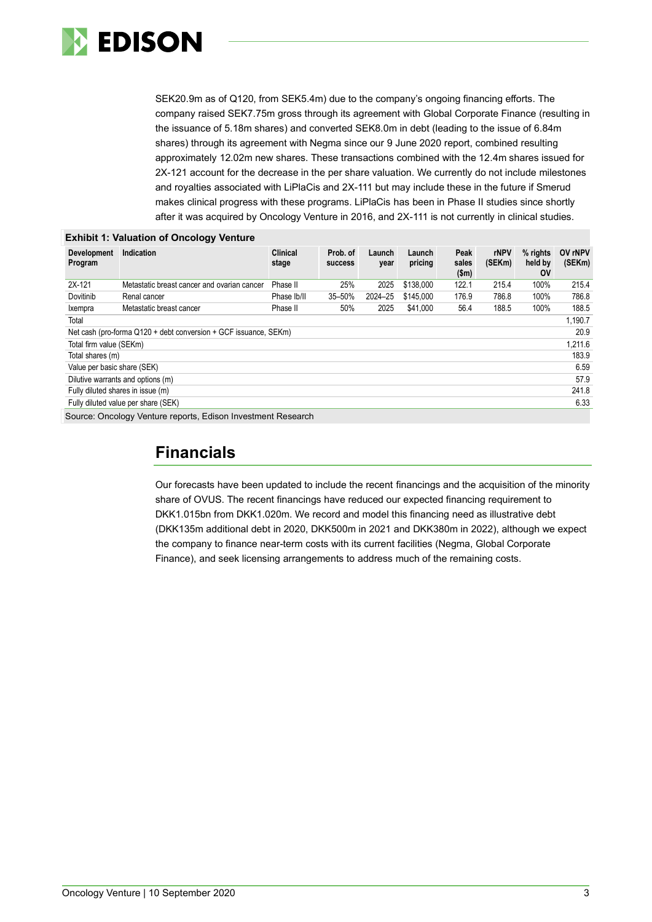SEK20.9m as of Q120, from SEK5.4m) due to the company's ongoing financing efforts. The company raised SEK7.75m gross through its agreement with Global Corporate Finance (resulting in the issuance of 5.18m shares) and converted SEK8.0m in debt (leading to the issue of 6.84m shares) through its agreement with Negma since our 9 June 2020 report, combined resulting approximately 12.02m new shares. These transactions combined with the 12.4m shares issued for 2X-121 account for the decrease in the per share valuation. We currently do not include milestones and royalties associated with LiPlaCis and 2X-111 but may include these in the future if Smerud makes clinical progress with these programs. LiPlaCis has been in Phase II studies since shortly after it was acquired by Oncology Venture in 2016, and 2X-111 is not currently in clinical studies.

**Exhibit 1: Valuation of Oncology Venture**

| Development Program | Indication | Clinical stage | Prob. of success | Launch year | Launch pricing | Peak sales ($m) | rNPV (SEKm) | % rights held by OV | OV rNPV (SEKm) |
|---|---|---|---|---|---|---|---|---|---|
| 2X-121 | Metastatic breast cancer and ovarian cancer | Phase II | 25% | 2025 | $138,000 | 122.1 | 215.4 | 100% | 215.4 |
| Dovitinib | Renal cancer | Phase Ib/II | 35–50% | 2024–25 | $145,000 | 176.9 | 786.8 | 100% | 786.8 |
| Ixempra | Metastatic breast cancer | Phase II | 50% | 2025 | $41,000 | 56.4 | 188.5 | 100% | 188.5 |
| Total | | | | | | | | | 1,190.7 |
| Net cash (pro-forma Q120 + debt conversion + GCF issuance, SEKm) | | | | | | | | | 20.9 |
| Total firm value (SEKm) | | | | | | | | | 1,211.6 |
| Total shares (m) | | | | | | | | | 183.9 |
| Value per basic share (SEK) | | | | | | | | | 6.59 |
| Dilutive warrants and options (m) | | | | | | | | | 57.9 |
| Fully diluted shares in issue (m) | | | | | | | | | 241.8 |
| Fully diluted value per share (SEK) | | | | | | | | | 6.33 |

Source: Oncology Venture reports, Edison Investment Research

## Financials

Our forecasts have been updated to include the recent financings and the acquisition of the minority share of OVUS. The recent financings have reduced our expected financing requirement to DKK1.015bn from DKK1.020m. We record and model this financing need as illustrative debt (DKK135m additional debt in 2020, DKK500m in 2021 and DKK380m in 2022), although we expect the company to finance near-term costs with its current facilities (Negma, Global Corporate Finance), and seek licensing arrangements to address much of the remaining costs.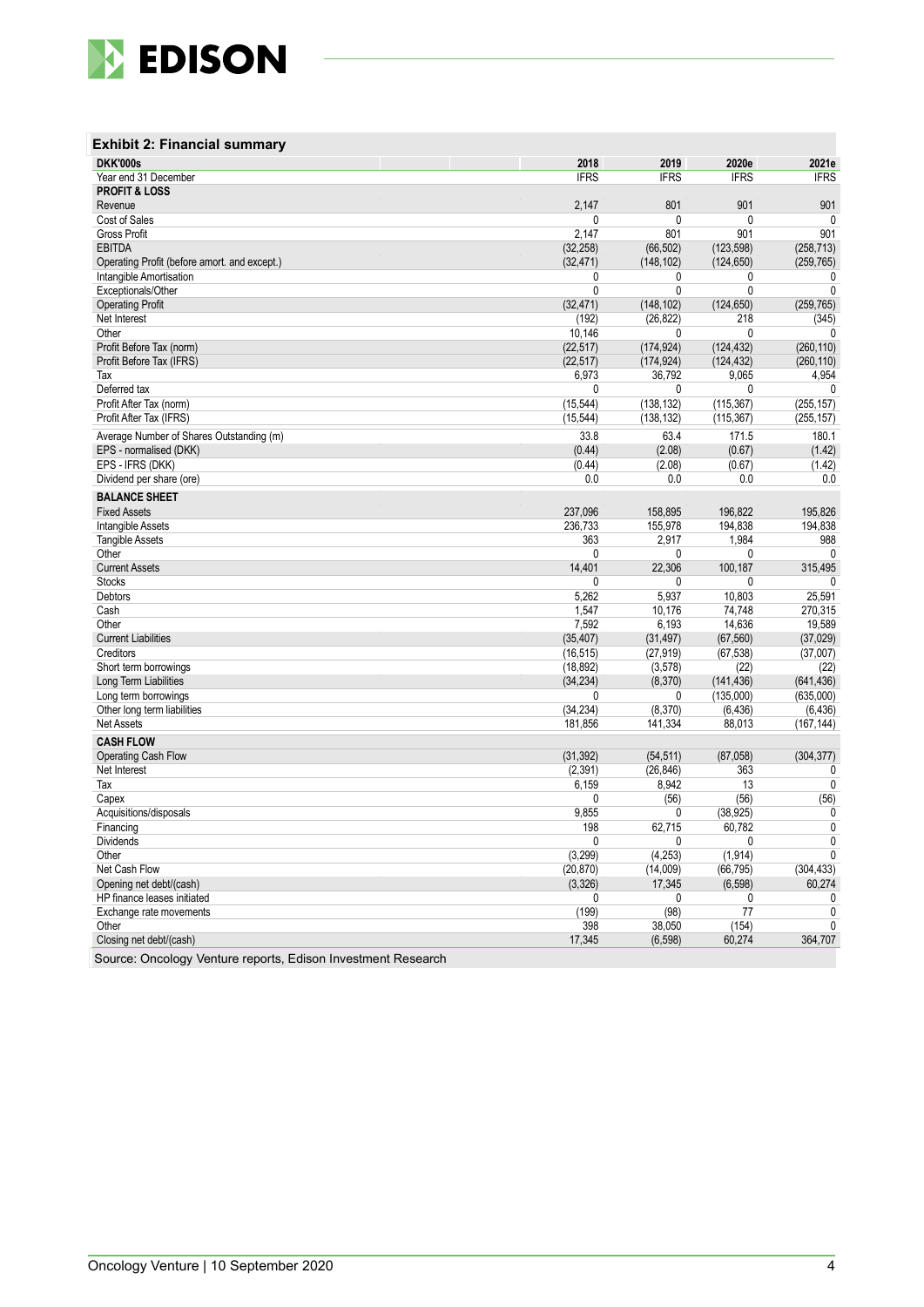### Exhibit 2: Financial summary

| DKK'000s | 2018 | 2019 | 2020e | 2021e |
|---|---|---|---|---|
| Year end 31 December | IFRS | IFRS | IFRS | IFRS |
| **PROFIT & LOSS** | | | | |
| Revenue | 2,147 | 801 | 901 | 901 |
| Cost of Sales | 0 | 0 | 0 | 0 |
| Gross Profit | 2,147 | 801 | 901 | 901 |
| EBITDA | (32,258) | (66,502) | (123,598) | (258,713) |
| Operating Profit (before amort. and except.) | (32,471) | (148,102) | (124,650) | (259,765) |
| Intangible Amortisation | 0 | 0 | 0 | 0 |
| Exceptionals/Other | 0 | 0 | 0 | 0 |
| Operating Profit | (32,471) | (148,102) | (124,650) | (259,765) |
| Net Interest | (192) | (26,822) | 218 | (345) |
| Other | 10,146 | 0 | 0 | 0 |
| Profit Before Tax (norm) | (22,517) | (174,924) | (124,432) | (260,110) |
| Profit Before Tax (IFRS) | (22,517) | (174,924) | (124,432) | (260,110) |
| Tax | 6,973 | 36,792 | 9,065 | 4,954 |
| Deferred tax | 0 | 0 | 0 | 0 |
| Profit After Tax (norm) | (15,544) | (138,132) | (115,367) | (255,157) |
| Profit After Tax (IFRS) | (15,544) | (138,132) | (115,367) | (255,157) |
| Average Number of Shares Outstanding (m) | 33.8 | 63.4 | 171.5 | 180.1 |
| EPS - normalised (DKK) | (0.44) | (2.08) | (0.67) | (1.42) |
| EPS - IFRS (DKK) | (0.44) | (2.08) | (0.67) | (1.42) |
| Dividend per share (ore) | 0.0 | 0.0 | 0.0 | 0.0 |
| **BALANCE SHEET** | | | | |
| Fixed Assets | 237,096 | 158,895 | 196,822 | 195,826 |
| Intangible Assets | 236,733 | 155,978 | 194,838 | 194,838 |
| Tangible Assets | 363 | 2,917 | 1,984 | 988 |
| Other | 0 | 0 | 0 | 0 |
| Current Assets | 14,401 | 22,306 | 100,187 | 315,495 |
| Stocks | 0 | 0 | 0 | 0 |
| Debtors | 5,262 | 5,937 | 10,803 | 25,591 |
| Cash | 1,547 | 10,176 | 74,748 | 270,315 |
| Other | 7,592 | 6,193 | 14,636 | 19,589 |
| Current Liabilities | (35,407) | (31,497) | (67,560) | (37,029) |
| Creditors | (16,515) | (27,919) | (67,538) | (37,007) |
| Short term borrowings | (18,892) | (3,578) | (22) | (22) |
| Long Term Liabilities | (34,234) | (8,370) | (141,436) | (641,436) |
| Long term borrowings | 0 | 0 | (135,000) | (635,000) |
| Other long term liabilities | (34,234) | (8,370) | (6,436) | (6,436) |
| Net Assets | 181,856 | 141,334 | 88,013 | (167,144) |
| **CASH FLOW** | | | | |
| Operating Cash Flow | (31,392) | (54,511) | (87,058) | (304,377) |
| Net Interest | (2,391) | (26,846) | 363 | 0 |
| Tax | 6,159 | 8,942 | 13 | 0 |
| Capex | 0 | (56) | (56) | (56) |
| Acquisitions/disposals | 9,855 | 0 | (38,925) | 0 |
| Financing | 198 | 62,715 | 60,782 | 0 |
| Dividends | 0 | 0 | 0 | 0 |
| Other | (3,299) | (4,253) | (1,914) | 0 |
| Net Cash Flow | (20,870) | (14,009) | (66,795) | (304,433) |
| Opening net debt/(cash) | (3,326) | 17,345 | (6,598) | 60,274 |
| HP finance leases initiated | 0 | 0 | 0 | 0 |
| Exchange rate movements | (199) | (98) | 77 | 0 |
| Other | 398 | 38,050 | (154) | 0 |
| Closing net debt/(cash) | 17,345 | (6,598) | 60,274 | 364,707 |

Source: Oncology Venture reports, Edison Investment Research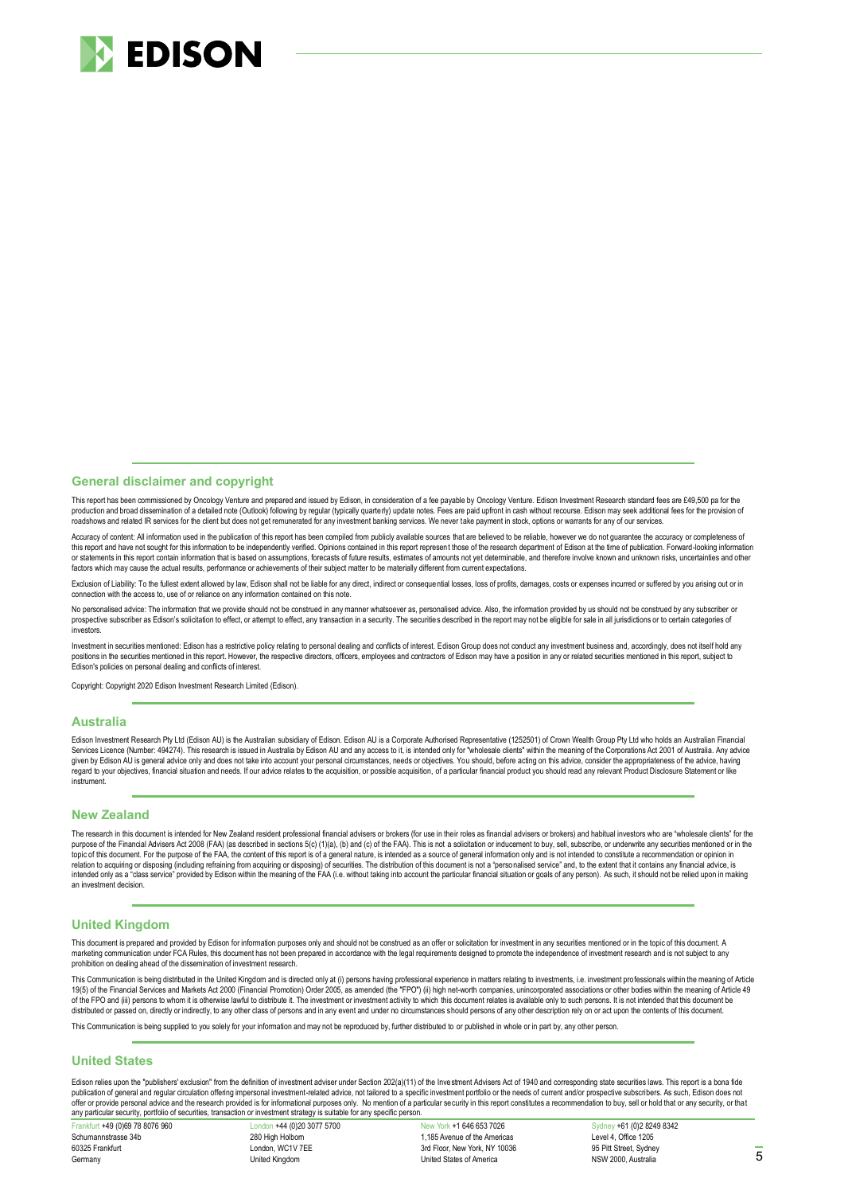## General disclaimer and copyright

This report has been commissioned by Oncology Venture and prepared and issued by Edison, in consideration of a fee payable by Oncology Venture. Edison Investment Research standard fees are £49,500 pa for the production and broad dissemination of a detailed note (Outlook) following by regular (typically quarterly) update notes. Fees are paid upfront in cash without recourse. Edison may seek additional fees for the provision of roadshows and related IR services for the client but does not get remunerated for any investment banking services. We never take payment in stock, options or warrants for any of our services.

Accuracy of content: All information used in the publication of this report has been compiled from publicly available sources that are believed to be reliable, however we do not guarantee the accuracy or completeness of this report and have not sought for this information to be independently verified. Opinions contained in this report represent those of the research department of Edison at the time of publication. Forward-looking information or statements in this report contain information that is based on assumptions, forecasts of future results, estimates of amounts not yet determinable, and therefore involve known and unknown risks, uncertainties and other factors which may cause the actual results, performance or achievements of their subject matter to be materially different from current expectations.

Exclusion of Liability: To the fullest extent allowed by law, Edison shall not be liable for any direct, indirect or consequential losses, loss of profits, damages, costs or expenses incurred or suffered by you arising out or in connection with the access to, use of or reliance on any information contained on this note.

No personalised advice: The information that we provide should not be construed in any manner whatsoever as, personalised advice. Also, the information provided by us should not be construed by any subscriber or prospective subscriber as Edison's solicitation to effect, or attempt to effect, any transaction in a security. The securities described in the report may not be eligible for sale in all jurisdictions or to certain categories of investors.

Investment in securities mentioned: Edison has a restrictive policy relating to personal dealing and conflicts of interest. Edison Group does not conduct any investment business and, accordingly, does not itself hold any positions in the securities mentioned in this report. However, the respective directors, officers, employees and contractors of Edison may have a position in any or related securities mentioned in this report, subject to Edison's policies on personal dealing and conflicts of interest.

Copyright: Copyright 2020 Edison Investment Research Limited (Edison).

## Australia

Edison Investment Research Pty Ltd (Edison AU) is the Australian subsidiary of Edison. Edison AU is a Corporate Authorised Representative (1252501) of Crown Wealth Group Pty Ltd who holds an Australian Financial Services Licence (Number: 494274). This research is issued in Australia by Edison AU and any access to it, is intended only for "wholesale clients" within the meaning of the Corporations Act 2001 of Australia. Any advice given by Edison AU is general advice only and does not take into account your personal circumstances, needs or objectives. You should, before acting on this advice, consider the appropriateness of the advice, having regard to your objectives, financial situation and needs. If our advice relates to the acquisition, or possible acquisition, of a particular financial product you should read any relevant Product Disclosure Statement or like instrument.

## New Zealand

The research in this document is intended for New Zealand resident professional financial advisers or brokers (for use in their roles as financial advisers or brokers) and habitual investors who are "wholesale clients" for the purpose of the Financial Advisers Act 2008 (FAA) (as described in sections 5(c) (1)(a), (b) and (c) of the FAA). This is not a solicitation or inducement to buy, sell, subscribe, or underwrite any securities mentioned or in the topic of this document. For the purpose of the FAA, the content of this report is of a general nature, is intended as a source of general information only and is not intended to constitute a recommendation or opinion in relation to acquiring or disposing (including refraining from acquiring or disposing) of securities. The distribution of this document is not a "personalised service" and, to the extent that it contains any financial advice, is intended only as a "class service" provided by Edison within the meaning of the FAA (i.e. without taking into account the particular financial situation or goals of any person). As such, it should not be relied upon in making an investment decision.

## United Kingdom

This document is prepared and provided by Edison for information purposes only and should not be construed as an offer or solicitation for investment in any securities mentioned or in the topic of this document. A marketing communication under FCA Rules, this document has not been prepared in accordance with the legal requirements designed to promote the independence of investment research and is not subject to any prohibition on dealing ahead of the dissemination of investment research.

This Communication is being distributed in the United Kingdom and is directed only at (i) persons having professional experience in matters relating to investments, i.e. investment professionals within the meaning of Article 19(5) of the Financial Services and Markets Act 2000 (Financial Promotion) Order 2005, as amended (the "FPO") (ii) high net-worth companies, unincorporated associations or other bodies within the meaning of Article 49 of the FPO and (iii) persons to whom it is otherwise lawful to distribute it. The investment or investment activity to which this document relates is available only to such persons. It is not intended that this document be distributed or passed on, directly or indirectly, to any other class of persons and in any event and under no circumstances should persons of any other description rely on or act upon the contents of this document.

This Communication is being supplied to you solely for your information and may not be reproduced by, further distributed to or published in whole or in part by, any other person.

## United States

Edison relies upon the "publishers' exclusion" from the definition of investment adviser under Section 202(a)(11) of the Investment Advisers Act of 1940 and corresponding state securities laws. This report is a bona fide publication of general and regular circulation offering impersonal investment-related advice, not tailored to a specific investment portfolio or the needs of current and/or prospective subscribers. As such, Edison does not offer or provide personal advice and the research provided is for informational purposes only. No mention of a particular security in this report constitutes a recommendation to buy, sell or hold that or any security, or that any particular security, portfolio of securities, transaction or investment strategy is suitable for any specific person.

Frankfurt +49 (0)69 78 8076 960
Schumannstrasse 34b
60325 Frankfurt
Germany

London +44 (0)20 3077 5700
280 High Holborn
London, WC1V 7EE
United Kingdom

New York +1 646 653 7026
1,185 Avenue of the Americas
3rd Floor, New York, NY 10036
United States of America

Sydney +61 (0)2 8249 8342
Level 4, Office 1205
95 Pitt Street, Sydney
NSW 2000, Australia